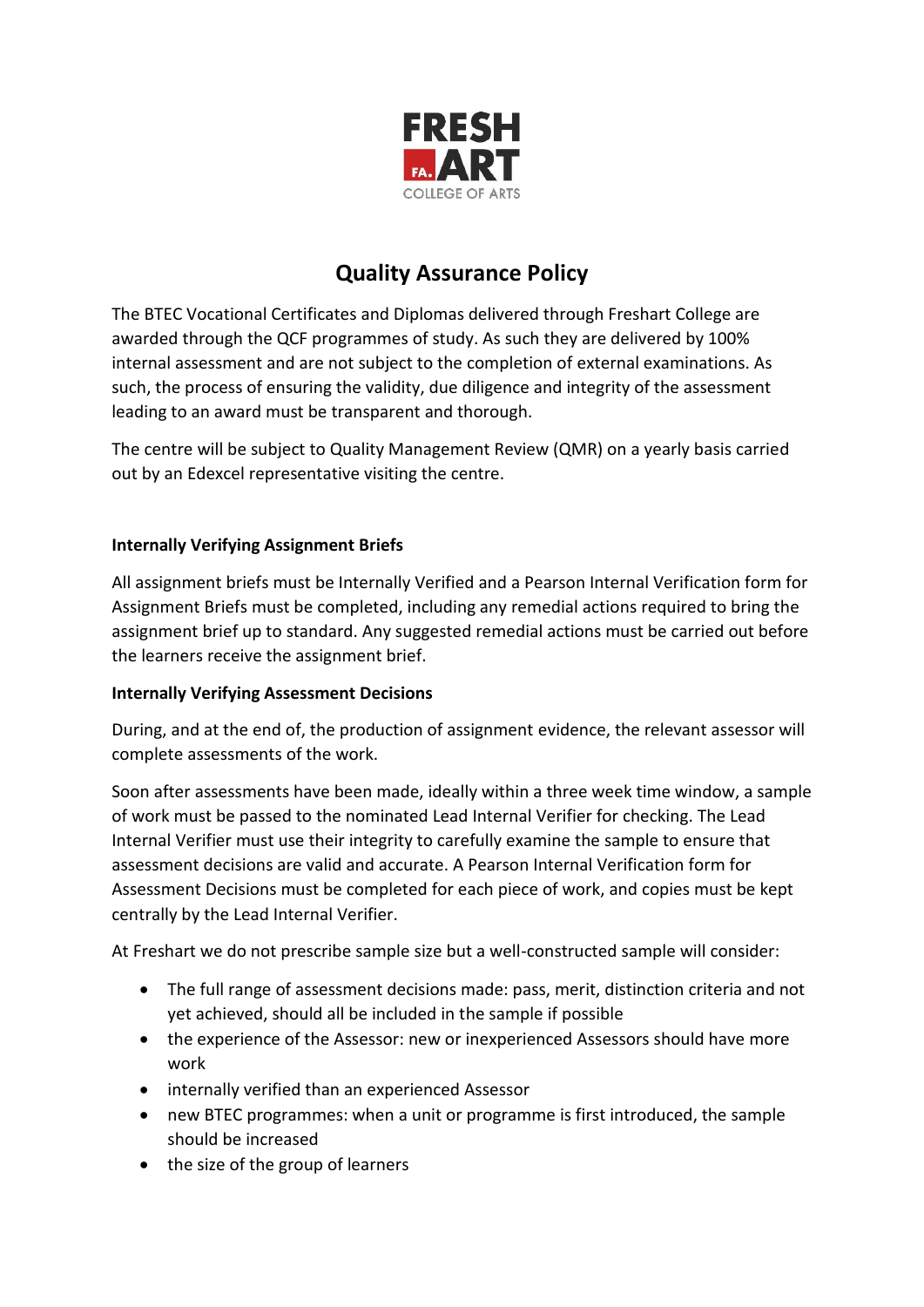FRESH ART
COLLEGE OF ARTS

# Quality Assurance Policy

The BTEC Vocational Certificates and Diplomas delivered through Freshart College are awarded through the QCF programmes of study. As such they are delivered by 100% internal assessment and are not subject to the completion of external examinations. As such, the process of ensuring the validity, due diligence and integrity of the assessment leading to an award must be transparent and thorough.

The centre will be subject to Quality Management Review (QMR) on a yearly basis carried out by an Edexcel representative visiting the centre.

**Internally Verifying Assignment Briefs**

All assignment briefs must be Internally Verified and a Pearson Internal Verification form for Assignment Briefs must be completed, including any remedial actions required to bring the assignment brief up to standard. Any suggested remedial actions must be carried out before the learners receive the assignment brief.

**Internally Verifying Assessment Decisions**

During, and at the end of, the production of assignment evidence, the relevant assessor will complete assessments of the work.

Soon after assessments have been made, ideally within a three week time window, a sample of work must be passed to the nominated Lead Internal Verifier for checking. The Lead Internal Verifier must use their integrity to carefully examine the sample to ensure that assessment decisions are valid and accurate. A Pearson Internal Verification form for Assessment Decisions must be completed for each piece of work, and copies must be kept centrally by the Lead Internal Verifier.

At Freshart we do not prescribe sample size but a well-constructed sample will consider:

- The full range of assessment decisions made: pass, merit, distinction criteria and not yet achieved, should all be included in the sample if possible
- the experience of the Assessor: new or inexperienced Assessors should have more work
- internally verified than an experienced Assessor
- new BTEC programmes: when a unit or programme is first introduced, the sample should be increased
- the size of the group of learners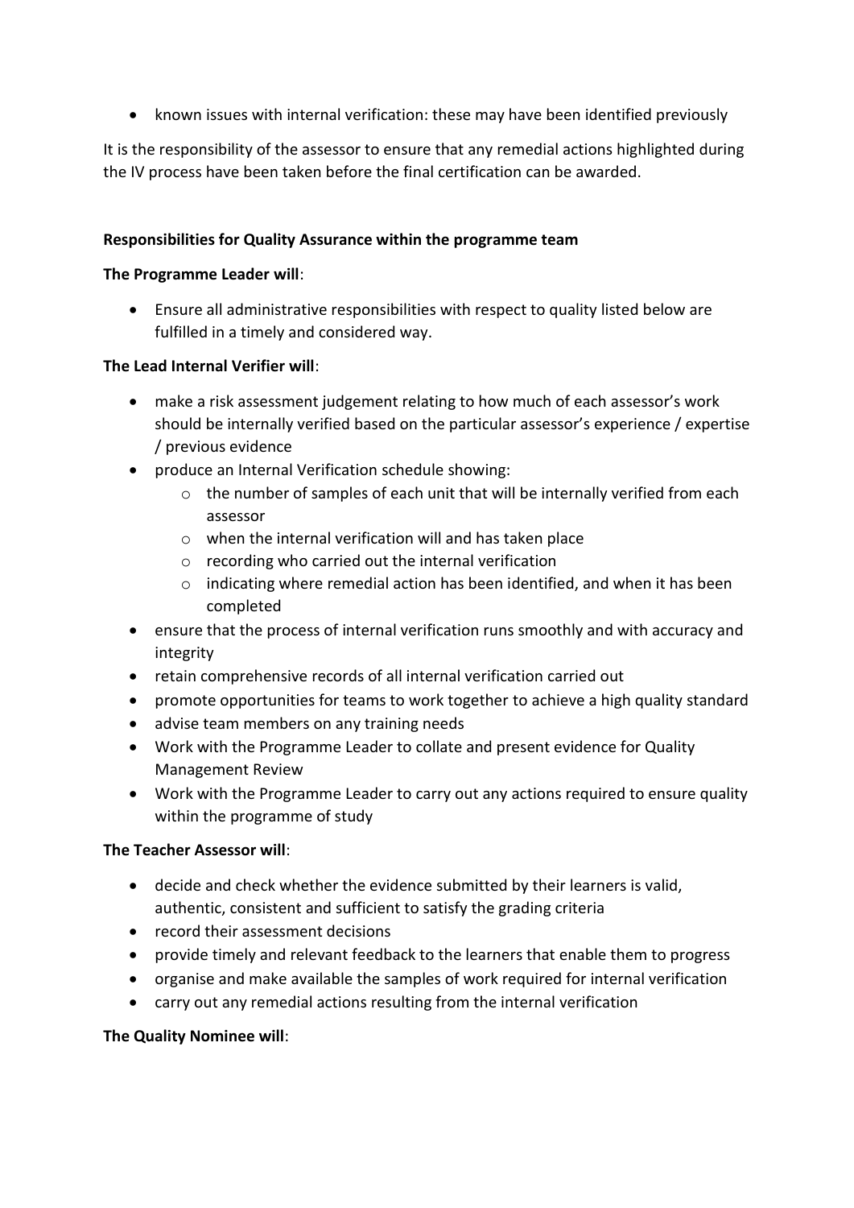- known issues with internal verification: these may have been identified previously

It is the responsibility of the assessor to ensure that any remedial actions highlighted during the IV process have been taken before the final certification can be awarded.

**Responsibilities for Quality Assurance within the programme team**

**The Programme Leader will**:

- Ensure all administrative responsibilities with respect to quality listed below are fulfilled in a timely and considered way.

**The Lead Internal Verifier will**:

- make a risk assessment judgement relating to how much of each assessor's work should be internally verified based on the particular assessor's experience / expertise / previous evidence
- produce an Internal Verification schedule showing:
  - the number of samples of each unit that will be internally verified from each assessor
  - when the internal verification will and has taken place
  - recording who carried out the internal verification
  - indicating where remedial action has been identified, and when it has been completed
- ensure that the process of internal verification runs smoothly and with accuracy and integrity
- retain comprehensive records of all internal verification carried out
- promote opportunities for teams to work together to achieve a high quality standard
- advise team members on any training needs
- Work with the Programme Leader to collate and present evidence for Quality Management Review
- Work with the Programme Leader to carry out any actions required to ensure quality within the programme of study

**The Teacher Assessor will**:

- decide and check whether the evidence submitted by their learners is valid, authentic, consistent and sufficient to satisfy the grading criteria
- record their assessment decisions
- provide timely and relevant feedback to the learners that enable them to progress
- organise and make available the samples of work required for internal verification
- carry out any remedial actions resulting from the internal verification

**The Quality Nominee will**: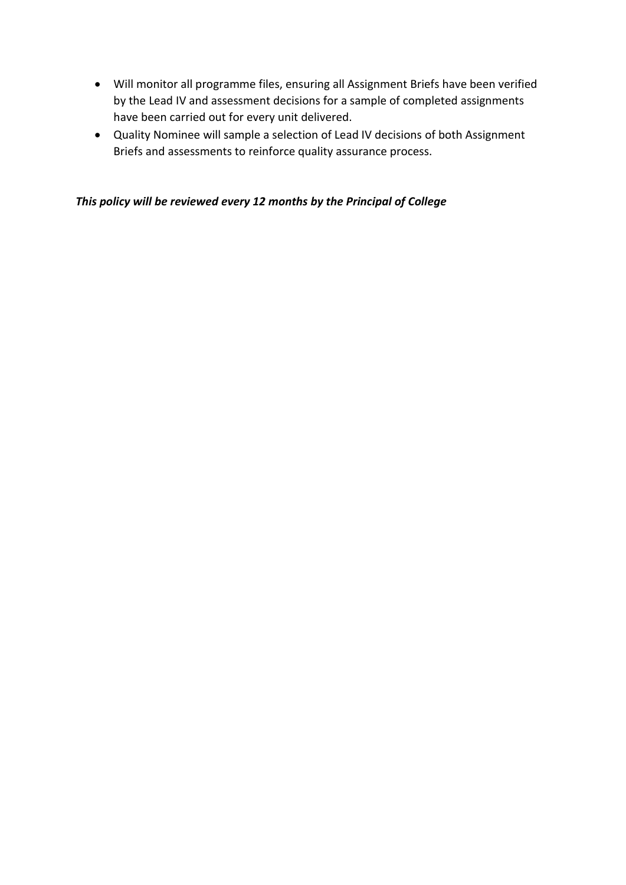- Will monitor all programme files, ensuring all Assignment Briefs have been verified by the Lead IV and assessment decisions for a sample of completed assignments have been carried out for every unit delivered.
- Quality Nominee will sample a selection of Lead IV decisions of both Assignment Briefs and assessments to reinforce quality assurance process.

***This policy will be reviewed every 12 months by the Principal of College***